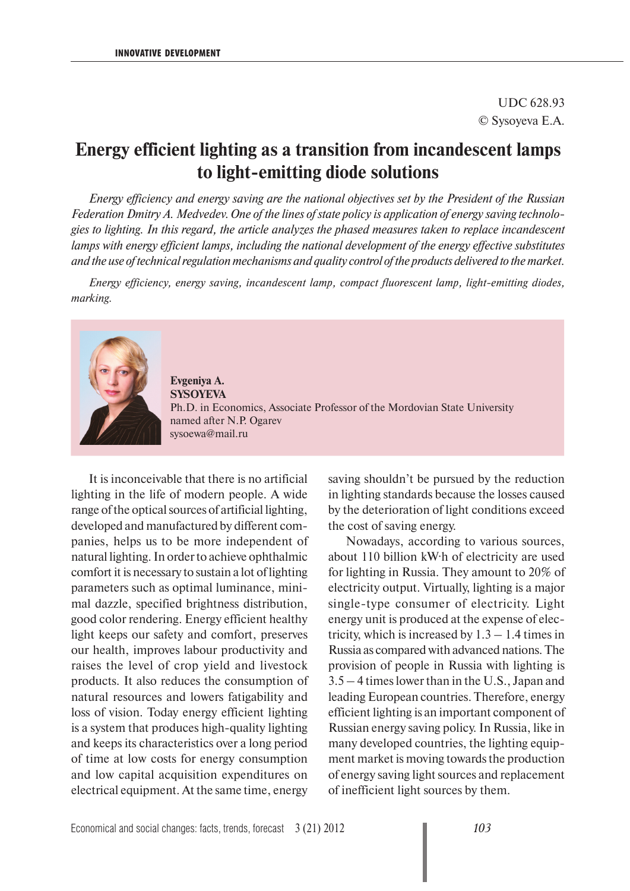UDC 628.93
© Sysoyeva E.A.

# Energy efficient lighting as a transition from incandescent lamps to light-emitting diode solutions

*Energy efficiency and energy saving are the national objectives set by the President of the Russian Federation Dmitry A. Medvedev. One of the lines of state policy is application of energy saving technologies to lighting. In this regard, the article analyzes the phased measures taken to replace incandescent lamps with energy efficient lamps, including the national development of the energy effective substitutes and the use of technical regulation mechanisms and quality control of the products delivered to the market.*

*Energy efficiency, energy saving, incandescent lamp, compact fluorescent lamp, light-emitting diodes, marking.*

**Evgeniya A. SYSOYEVA**
Ph.D. in Economics, Associate Professor of the Mordovian State University named after N.P. Ogarev
sysoewa@mail.ru

It is inconceivable that there is no artificial lighting in the life of modern people. A wide range of the optical sources of artificial lighting, developed and manufactured by different companies, helps us to be more independent of natural lighting. In order to achieve ophthalmic comfort it is necessary to sustain a lot of lighting parameters such as optimal luminance, minimal dazzle, specified brightness distribution, good color rendering. Energy efficient healthy light keeps our safety and comfort, preserves our health, improves labour productivity and raises the level of crop yield and livestock products. It also reduces the consumption of natural resources and lowers fatigability and loss of vision. Today energy efficient lighting is a system that produces high-quality lighting and keeps its characteristics over a long period of time at low costs for energy consumption and low capital acquisition expenditures on electrical equipment. At the same time, energy saving shouldn't be pursued by the reduction in lighting standards because the losses caused by the deterioration of light conditions exceed the cost of saving energy.

Nowadays, according to various sources, about 110 billion kW·h of electricity are used for lighting in Russia. They amount to 20% of electricity output. Virtually, lighting is a major single-type consumer of electricity. Light energy unit is produced at the expense of electricity, which is increased by 1.3 – 1.4 times in Russia as compared with advanced nations. The provision of people in Russia with lighting is 3.5 – 4 times lower than in the U.S., Japan and leading European countries. Therefore, energy efficient lighting is an important component of Russian energy saving policy. In Russia, like in many developed countries, the lighting equipment market is moving towards the production of energy saving light sources and replacement of inefficient light sources by them.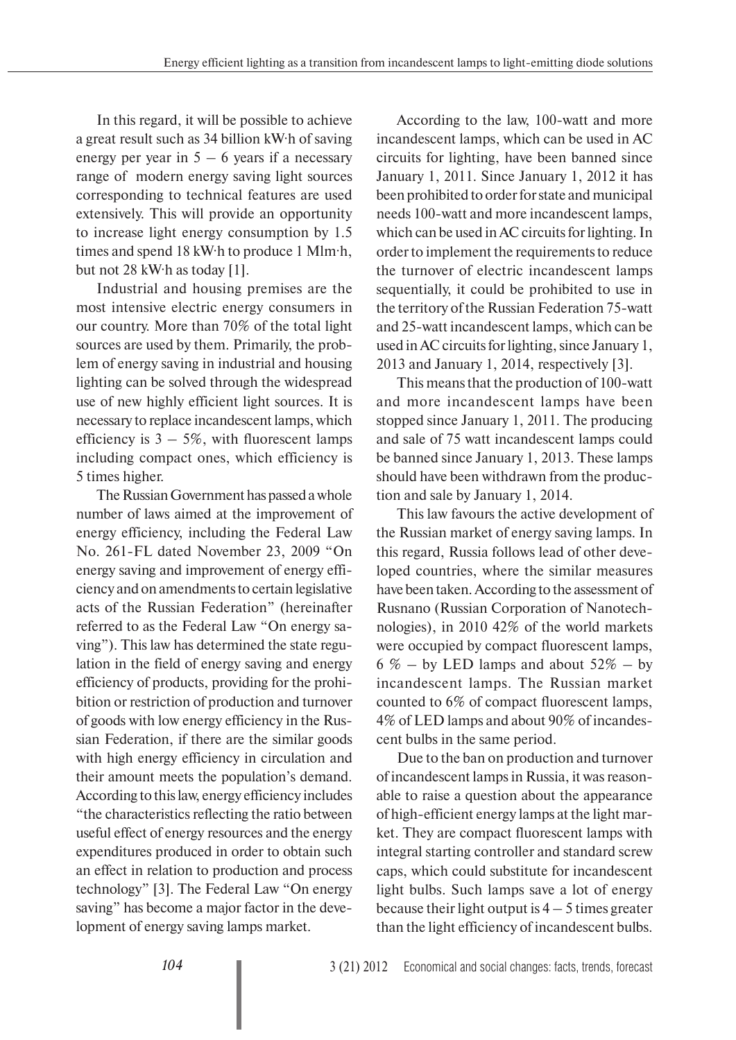In this regard, it will be possible to achieve a great result such as 34 billion kW·h of saving energy per year in 5 – 6 years if a necessary range of modern energy saving light sources corresponding to technical features are used extensively. This will provide an opportunity to increase light energy consumption by 1.5 times and spend 18 kW·h to produce 1 Mlm·h, but not 28 kW·h as today [1].

Industrial and housing premises are the most intensive electric energy consumers in our country. More than 70% of the total light sources are used by them. Primarily, the problem of energy saving in industrial and housing lighting can be solved through the widespread use of new highly efficient light sources. It is necessary to replace incandescent lamps, which efficiency is 3 – 5%, with fluorescent lamps including compact ones, which efficiency is 5 times higher.

The Russian Government has passed a whole number of laws aimed at the improvement of energy efficiency, including the Federal Law No. 261-FL dated November 23, 2009 "On energy saving and improvement of energy efficiency and on amendments to certain legislative acts of the Russian Federation" (hereinafter referred to as the Federal Law "On energy saving"). This law has determined the state regulation in the field of energy saving and energy efficiency of products, providing for the prohibition or restriction of production and turnover of goods with low energy efficiency in the Russian Federation, if there are the similar goods with high energy efficiency in circulation and their amount meets the population's demand. According to this law, energy efficiency includes "the characteristics reflecting the ratio between useful effect of energy resources and the energy expenditures produced in order to obtain such an effect in relation to production and process technology" [3]. The Federal Law "On energy saving" has become a major factor in the development of energy saving lamps market.

According to the law, 100-watt and more incandescent lamps, which can be used in AC circuits for lighting, have been banned since January 1, 2011. Since January 1, 2012 it has been prohibited to order for state and municipal needs 100-watt and more incandescent lamps, which can be used in AC circuits for lighting. In order to implement the requirements to reduce the turnover of electric incandescent lamps sequentially, it could be prohibited to use in the territory of the Russian Federation 75-watt and 25-watt incandescent lamps, which can be used in AC circuits for lighting, since January 1, 2013 and January 1, 2014, respectively [3].

This means that the production of 100-watt and more incandescent lamps have been stopped since January 1, 2011. The producing and sale of 75 watt incandescent lamps could be banned since January 1, 2013. These lamps should have been withdrawn from the production and sale by January 1, 2014.

This law favours the active development of the Russian market of energy saving lamps. In this regard, Russia follows lead of other developed countries, where the similar measures have been taken. According to the assessment of Rusnano (Russian Corporation of Nanotechnologies), in 2010 42% of the world markets were occupied by compact fluorescent lamps, 6 % – by LED lamps and about 52% – by incandescent lamps. The Russian market counted to 6% of compact fluorescent lamps, 4% of LED lamps and about 90% of incandescent bulbs in the same period.

Due to the ban on production and turnover of incandescent lamps in Russia, it was reasonable to raise a question about the appearance of high-efficient energy lamps at the light market. They are compact fluorescent lamps with integral starting controller and standard screw caps, which could substitute for incandescent light bulbs. Such lamps save a lot of energy because their light output is 4 – 5 times greater than the light efficiency of incandescent bulbs.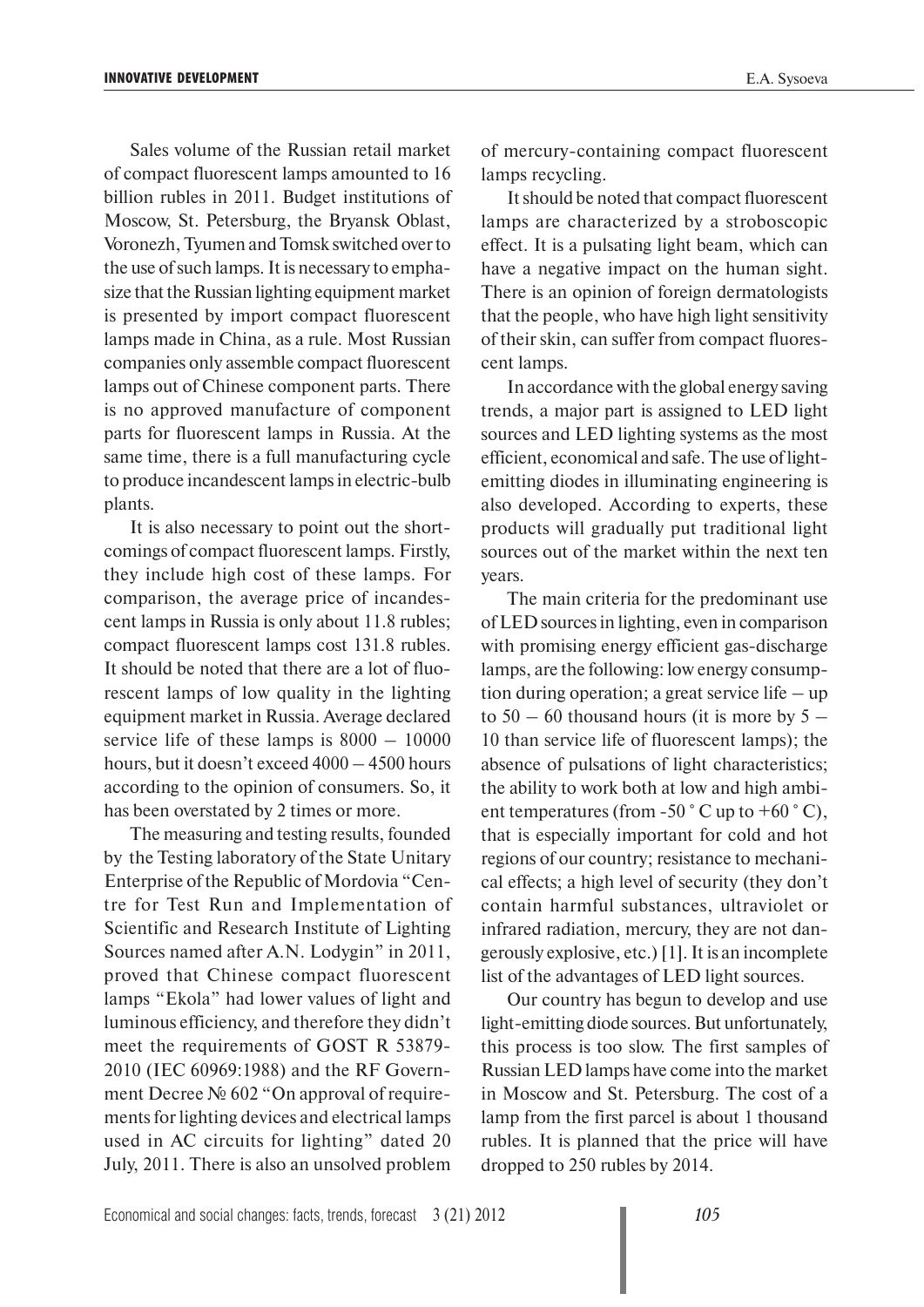Sales volume of the Russian retail market of compact fluorescent lamps amounted to 16 billion rubles in 2011. Budget institutions of Moscow, St. Petersburg, the Bryansk Oblast, Voronezh, Tyumen and Tomsk switched over to the use of such lamps. It is necessary to emphasize that the Russian lighting equipment market is presented by import compact fluorescent lamps made in China, as a rule. Most Russian companies only assemble compact fluorescent lamps out of Chinese component parts. There is no approved manufacture of component parts for fluorescent lamps in Russia. At the same time, there is a full manufacturing cycle to produce incandescent lamps in electric-bulb plants.

It is also necessary to point out the shortcomings of compact fluorescent lamps. Firstly, they include high cost of these lamps. For comparison, the average price of incandescent lamps in Russia is only about 11.8 rubles; compact fluorescent lamps cost 131.8 rubles. It should be noted that there are a lot of fluorescent lamps of low quality in the lighting equipment market in Russia. Average declared service life of these lamps is 8000 – 10000 hours, but it doesn't exceed 4000 – 4500 hours according to the opinion of consumers. So, it has been overstated by 2 times or more.

The measuring and testing results, founded by the Testing laboratory of the State Unitary Enterprise of the Republic of Mordovia "Centre for Test Run and Implementation of Scientific and Research Institute of Lighting Sources named after A.N. Lodygin" in 2011, proved that Chinese compact fluorescent lamps "Ekola" had lower values of light and luminous efficiency, and therefore they didn't meet the requirements of GOST R 53879-2010 (IEC 60969:1988) and the RF Government Decree № 602 "On approval of requirements for lighting devices and electrical lamps used in AC circuits for lighting" dated 20 July, 2011. There is also an unsolved problem of mercury-containing compact fluorescent lamps recycling.

It should be noted that compact fluorescent lamps are characterized by a stroboscopic effect. It is a pulsating light beam, which can have a negative impact on the human sight. There is an opinion of foreign dermatologists that the people, who have high light sensitivity of their skin, can suffer from compact fluorescent lamps.

In accordance with the global energy saving trends, a major part is assigned to LED light sources and LED lighting systems as the most efficient, economical and safe. The use of light-emitting diodes in illuminating engineering is also developed. According to experts, these products will gradually put traditional light sources out of the market within the next ten years.

The main criteria for the predominant use of LED sources in lighting, even in comparison with promising energy efficient gas-discharge lamps, are the following: low energy consumption during operation; a great service life – up to 50 – 60 thousand hours (it is more by 5 – 10 than service life of fluorescent lamps); the absence of pulsations of light characteristics; the ability to work both at low and high ambient temperatures (from -50 ˚ C up to +60 ˚ C), that is especially important for cold and hot regions of our country; resistance to mechanical effects; a high level of security (they don't contain harmful substances, ultraviolet or infrared radiation, mercury, they are not dangerously explosive, etc.) [1]. It is an incomplete list of the advantages of LED light sources.

Our country has begun to develop and use light-emitting diode sources. But unfortunately, this process is too slow. The first samples of Russian LED lamps have come into the market in Moscow and St. Petersburg. The cost of a lamp from the first parcel is about 1 thousand rubles. It is planned that the price will have dropped to 250 rubles by 2014.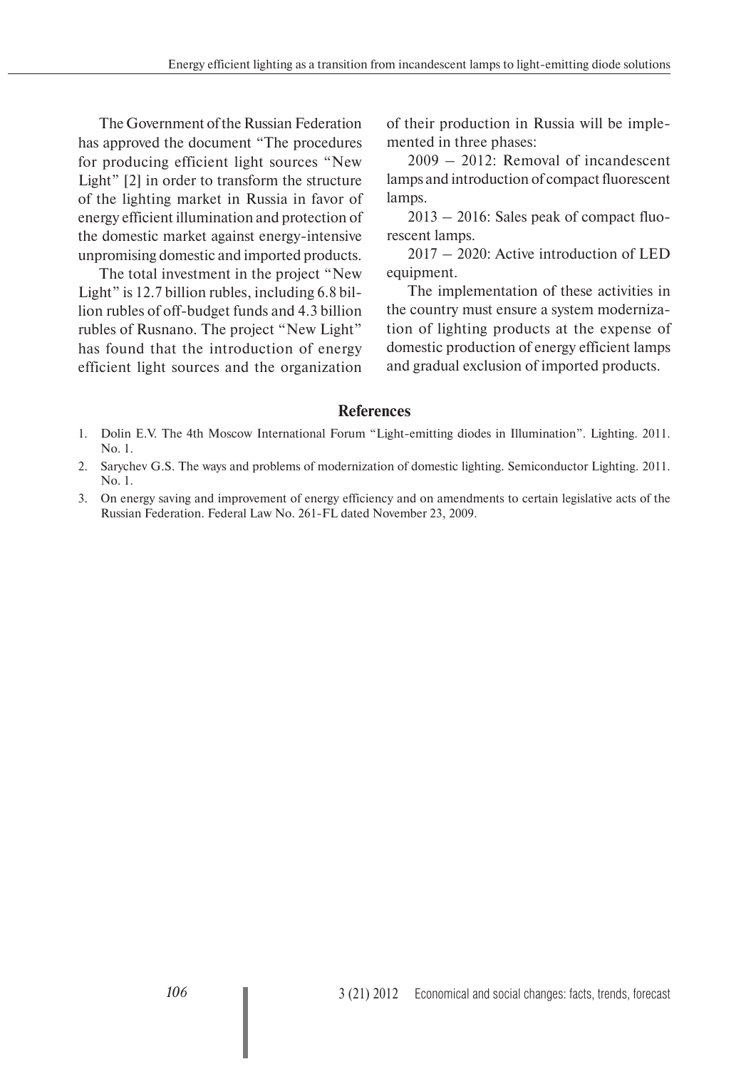The Government of the Russian Federation has approved the document "The procedures for producing efficient light sources "New Light" [2] in order to transform the structure of the lighting market in Russia in favor of energy efficient illumination and protection of the domestic market against energy-intensive unpromising domestic and imported products.

The total investment in the project "New Light" is 12.7 billion rubles, including 6.8 billion rubles of off-budget funds and 4.3 billion rubles of Rusnano. The project "New Light" has found that the introduction of energy efficient light sources and the organization of their production in Russia will be implemented in three phases:

2009 – 2012: Removal of incandescent lamps and introduction of compact fluorescent lamps.

2013 – 2016: Sales peak of compact fluorescent lamps.

2017 – 2020: Active introduction of LED equipment.

The implementation of these activities in the country must ensure a system modernization of lighting products at the expense of domestic production of energy efficient lamps and gradual exclusion of imported products.

## References

1. Dolin E.V. The 4th Moscow International Forum "Light-emitting diodes in Illumination". Lighting. 2011. No. 1.
2. Sarychev G.S. The ways and problems of modernization of domestic lighting. Semiconductor Lighting. 2011. No. 1.
3. On energy saving and improvement of energy efficiency and on amendments to certain legislative acts of the Russian Federation. Federal Law No. 261-FL dated November 23, 2009.